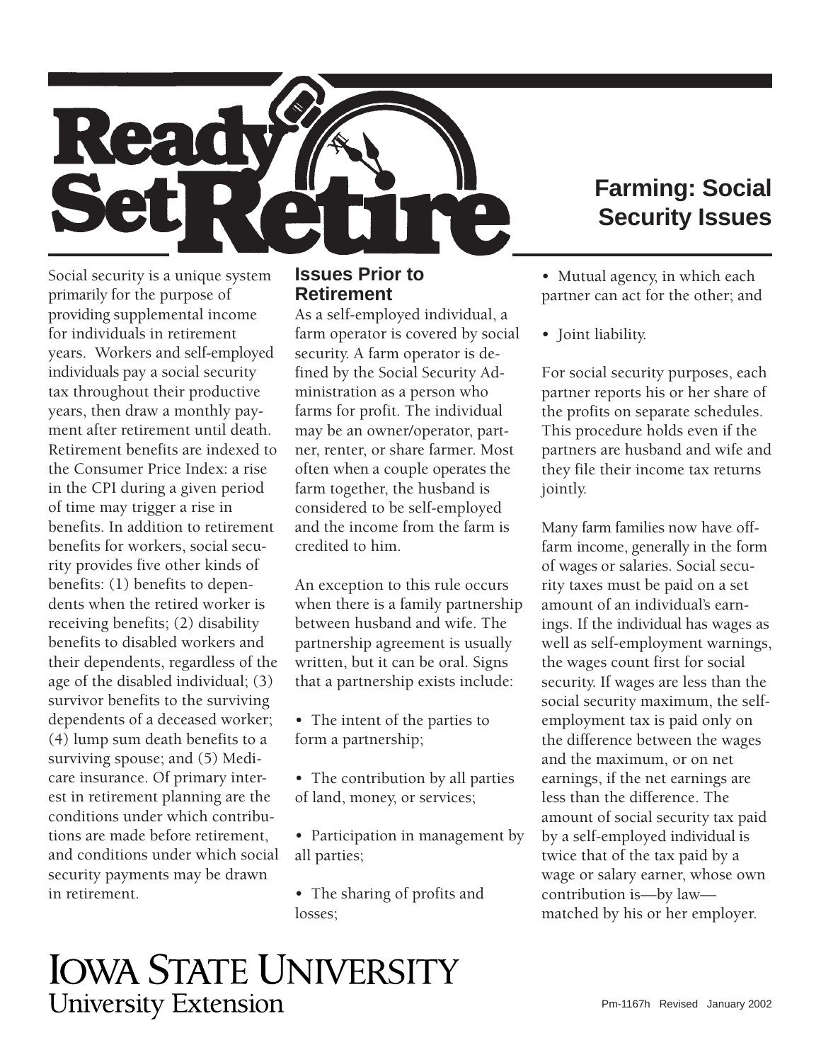# Ready Set Retire

# Farming: Social Security Issues

Social security is a unique system primarily for the purpose of providing supplemental income for individuals in retirement years. Workers and self-employed individuals pay a social security tax throughout their productive years, then draw a monthly payment after retirement until death. Retirement benefits are indexed to the Consumer Price Index: a rise in the CPI during a given period of time may trigger a rise in benefits. In addition to retirement benefits for workers, social security provides five other kinds of benefits: (1) benefits to dependents when the retired worker is receiving benefits; (2) disability benefits to disabled workers and their dependents, regardless of the age of the disabled individual; (3) survivor benefits to the surviving dependents of a deceased worker; (4) lump sum death benefits to a surviving spouse; and (5) Medicare insurance. Of primary interest in retirement planning are the conditions under which contributions are made before retirement, and conditions under which social security payments may be drawn in retirement.

## Issues Prior to Retirement

As a self-employed individual, a farm operator is covered by social security. A farm operator is defined by the Social Security Administration as a person who farms for profit. The individual may be an owner/operator, partner, renter, or share farmer. Most often when a couple operates the farm together, the husband is considered to be self-employed and the income from the farm is credited to him.

An exception to this rule occurs when there is a family partnership between husband and wife. The partnership agreement is usually written, but it can be oral. Signs that a partnership exists include:

- The intent of the parties to form a partnership;
- The contribution by all parties of land, money, or services;
- Participation in management by all parties;
- The sharing of profits and losses;
- Mutual agency, in which each partner can act for the other; and
- Joint liability.

For social security purposes, each partner reports his or her share of the profits on separate schedules. This procedure holds even if the partners are husband and wife and they file their income tax returns jointly.

Many farm families now have off-farm income, generally in the form of wages or salaries. Social security taxes must be paid on a set amount of an individual's earnings. If the individual has wages as well as self-employment warnings, the wages count first for social security. If wages are less than the social security maximum, the self-employment tax is paid only on the difference between the wages and the maximum, or on net earnings, if the net earnings are less than the difference. The amount of social security tax paid by a self-employed individual is twice that of the tax paid by a wage or salary earner, whose own contribution is—by law—matched by his or her employer.

IOWA STATE UNIVERSITY
University Extension

Pm-1167h Revised January 2002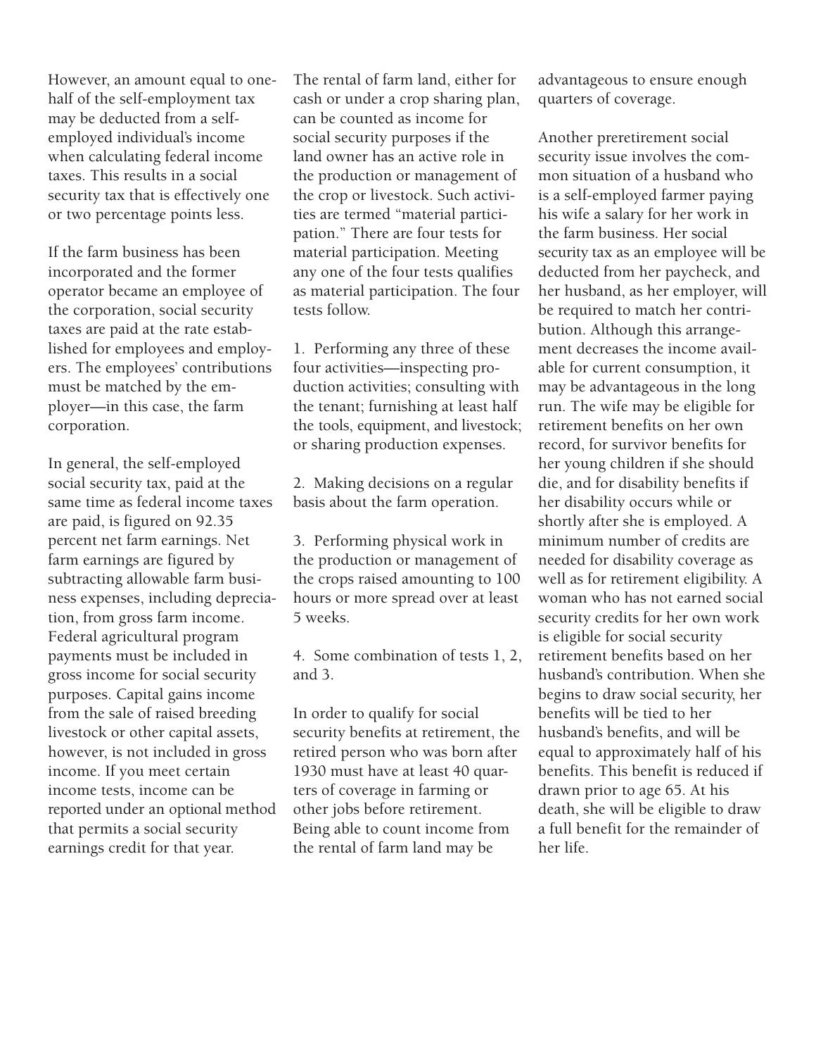However, an amount equal to one-half of the self-employment tax may be deducted from a self-employed individual's income when calculating federal income taxes. This results in a social security tax that is effectively one or two percentage points less.

If the farm business has been incorporated and the former operator became an employee of the corporation, social security taxes are paid at the rate established for employees and employers. The employees' contributions must be matched by the employer—in this case, the farm corporation.

In general, the self-employed social security tax, paid at the same time as federal income taxes are paid, is figured on 92.35 percent net farm earnings. Net farm earnings are figured by subtracting allowable farm business expenses, including depreciation, from gross farm income. Federal agricultural program payments must be included in gross income for social security purposes. Capital gains income from the sale of raised breeding livestock or other capital assets, however, is not included in gross income. If you meet certain income tests, income can be reported under an optional method that permits a social security earnings credit for that year.

The rental of farm land, either for cash or under a crop sharing plan, can be counted as income for social security purposes if the land owner has an active role in the production or management of the crop or livestock. Such activities are termed "material participation." There are four tests for material participation. Meeting any one of the four tests qualifies as material participation. The four tests follow.

1. Performing any three of these four activities—inspecting production activities; consulting with the tenant; furnishing at least half the tools, equipment, and livestock; or sharing production expenses.

2. Making decisions on a regular basis about the farm operation.

3. Performing physical work in the production or management of the crops raised amounting to 100 hours or more spread over at least 5 weeks.

4. Some combination of tests 1, 2, and 3.

In order to qualify for social security benefits at retirement, the retired person who was born after 1930 must have at least 40 quarters of coverage in farming or other jobs before retirement. Being able to count income from the rental of farm land may be advantageous to ensure enough quarters of coverage.

Another preretirement social security issue involves the common situation of a husband who is a self-employed farmer paying his wife a salary for her work in the farm business. Her social security tax as an employee will be deducted from her paycheck, and her husband, as her employer, will be required to match her contribution. Although this arrangement decreases the income available for current consumption, it may be advantageous in the long run. The wife may be eligible for retirement benefits on her own record, for survivor benefits for her young children if she should die, and for disability benefits if her disability occurs while or shortly after she is employed. A minimum number of credits are needed for disability coverage as well as for retirement eligibility. A woman who has not earned social security credits for her own work is eligible for social security retirement benefits based on her husband's contribution. When she begins to draw social security, her benefits will be tied to her husband's benefits, and will be equal to approximately half of his benefits. This benefit is reduced if drawn prior to age 65. At his death, she will be eligible to draw a full benefit for the remainder of her life.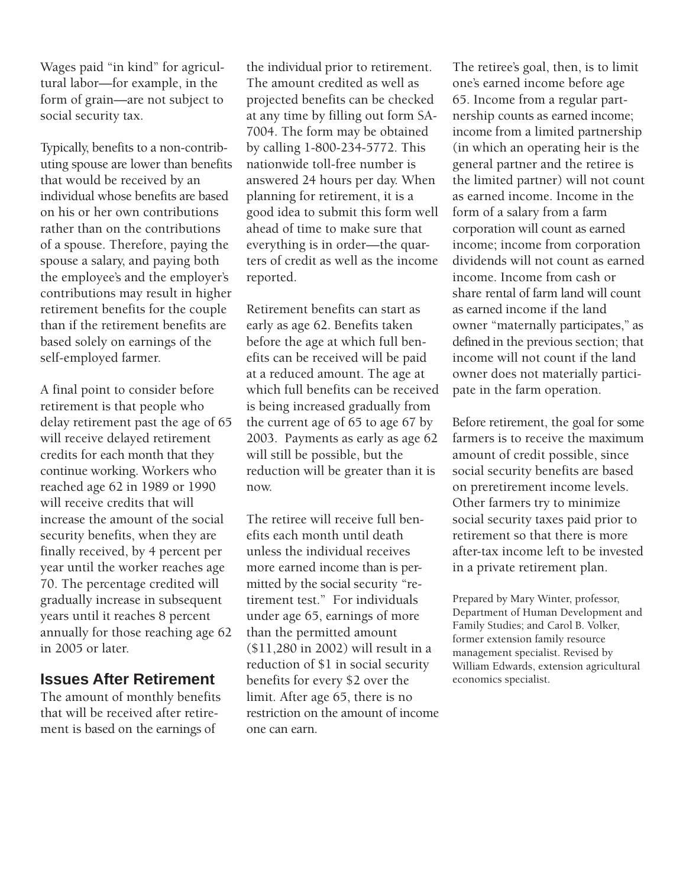Wages paid "in kind" for agricultural labor—for example, in the form of grain—are not subject to social security tax.

Typically, benefits to a non-contributing spouse are lower than benefits that would be received by an individual whose benefits are based on his or her own contributions rather than on the contributions of a spouse. Therefore, paying the spouse a salary, and paying both the employee's and the employer's contributions may result in higher retirement benefits for the couple than if the retirement benefits are based solely on earnings of the self-employed farmer.

A final point to consider before retirement is that people who delay retirement past the age of 65 will receive delayed retirement credits for each month that they continue working. Workers who reached age 62 in 1989 or 1990 will receive credits that will increase the amount of the social security benefits, when they are finally received, by 4 percent per year until the worker reaches age 70. The percentage credited will gradually increase in subsequent years until it reaches 8 percent annually for those reaching age 62 in 2005 or later.

## Issues After Retirement

The amount of monthly benefits that will be received after retirement is based on the earnings of the individual prior to retirement. The amount credited as well as projected benefits can be checked at any time by filling out form SA-7004. The form may be obtained by calling 1-800-234-5772. This nationwide toll-free number is answered 24 hours per day. When planning for retirement, it is a good idea to submit this form well ahead of time to make sure that everything is in order—the quarters of credit as well as the income reported.

Retirement benefits can start as early as age 62. Benefits taken before the age at which full benefits can be received will be paid at a reduced amount. The age at which full benefits can be received is being increased gradually from the current age of 65 to age 67 by 2003. Payments as early as age 62 will still be possible, but the reduction will be greater than it is now.

The retiree will receive full benefits each month until death unless the individual receives more earned income than is permitted by the social security "retirement test." For individuals under age 65, earnings of more than the permitted amount ($11,280 in 2002) will result in a reduction of $1 in social security benefits for every $2 over the limit. After age 65, there is no restriction on the amount of income one can earn.

The retiree's goal, then, is to limit one's earned income before age 65. Income from a regular partnership counts as earned income; income from a limited partnership (in which an operating heir is the general partner and the retiree is the limited partner) will not count as earned income. Income in the form of a salary from a farm corporation will count as earned income; income from corporation dividends will not count as earned income. Income from cash or share rental of farm land will count as earned income if the land owner "maternally participates," as defined in the previous section; that income will not count if the land owner does not materially participate in the farm operation.

Before retirement, the goal for some farmers is to receive the maximum amount of credit possible, since social security benefits are based on preretirement income levels. Other farmers try to minimize social security taxes paid prior to retirement so that there is more after-tax income left to be invested in a private retirement plan.

Prepared by Mary Winter, professor, Department of Human Development and Family Studies; and Carol B. Volker, former extension family resource management specialist. Revised by William Edwards, extension agricultural economics specialist.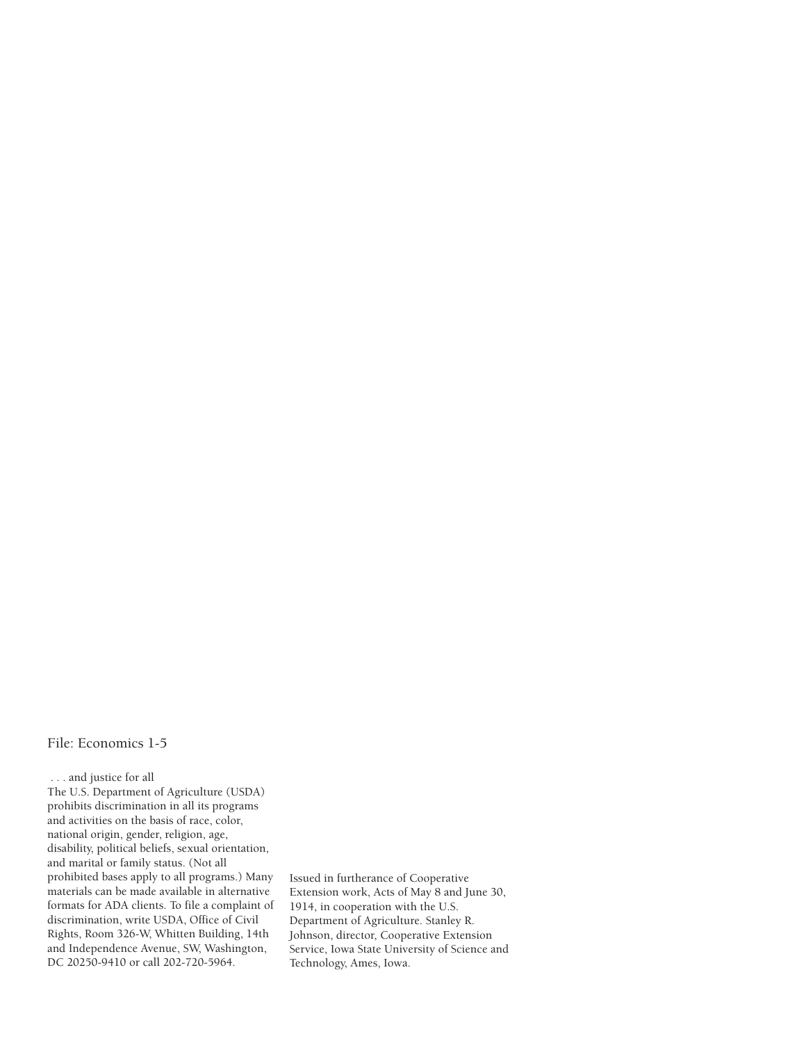File: Economics 1-5

. . . and justice for all
The U.S. Department of Agriculture (USDA) prohibits discrimination in all its programs and activities on the basis of race, color, national origin, gender, religion, age, disability, political beliefs, sexual orientation, and marital or family status. (Not all prohibited bases apply to all programs.) Many materials can be made available in alternative formats for ADA clients. To file a complaint of discrimination, write USDA, Office of Civil Rights, Room 326-W, Whitten Building, 14th and Independence Avenue, SW, Washington, DC 20250-9410 or call 202-720-5964.

Issued in furtherance of Cooperative Extension work, Acts of May 8 and June 30, 1914, in cooperation with the U.S. Department of Agriculture. Stanley R. Johnson, director, Cooperative Extension Service, Iowa State University of Science and Technology, Ames, Iowa.